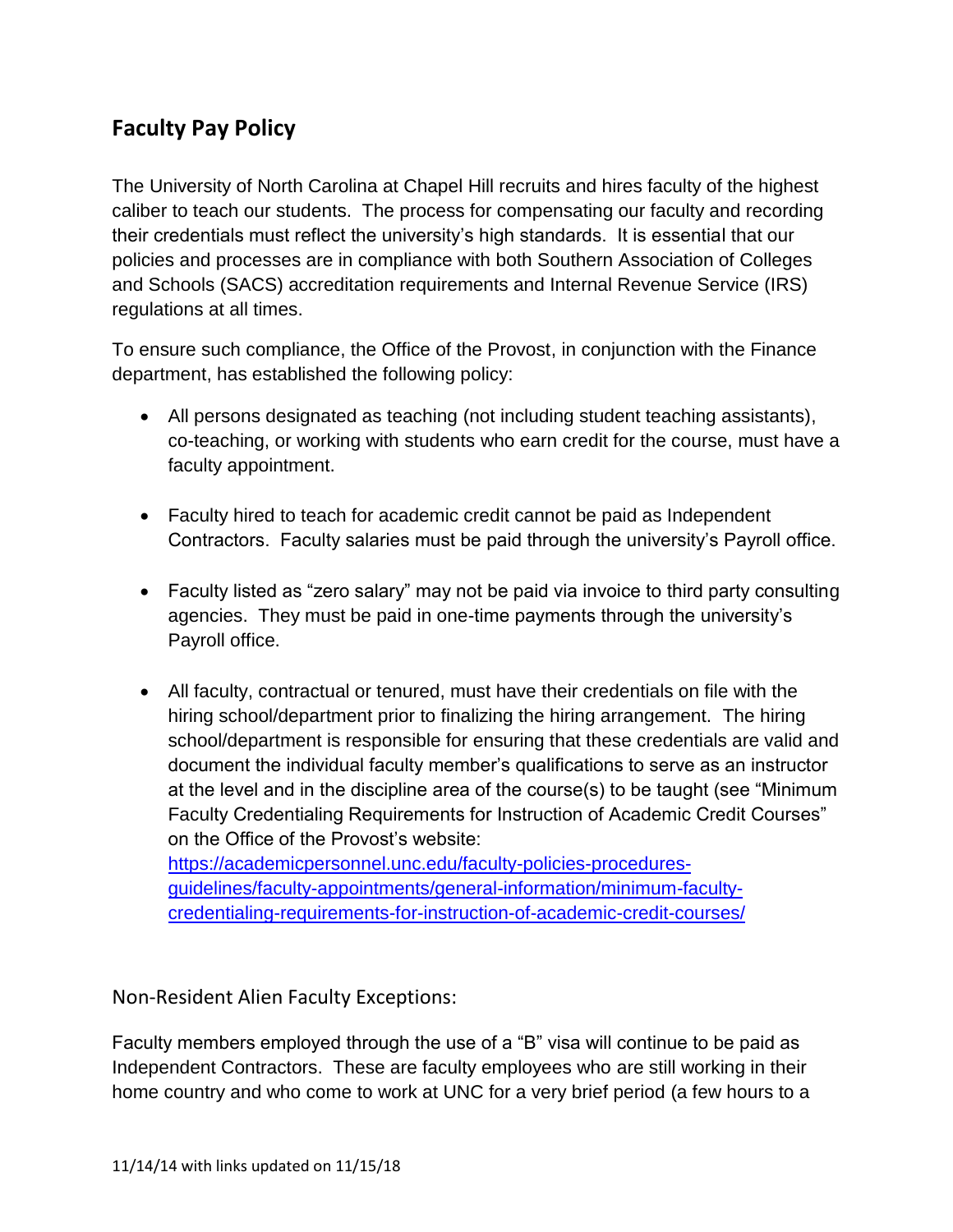## Faculty Pay Policy

The University of North Carolina at Chapel Hill recruits and hires faculty of the highest caliber to teach our students. The process for compensating our faculty and recording their credentials must reflect the university's high standards. It is essential that our policies and processes are in compliance with both Southern Association of Colleges and Schools (SACS) accreditation requirements and Internal Revenue Service (IRS) regulations at all times.

To ensure such compliance, the Office of the Provost, in conjunction with the Finance department, has established the following policy:

- All persons designated as teaching (not including student teaching assistants), co-teaching, or working with students who earn credit for the course, must have a faculty appointment.
- Faculty hired to teach for academic credit cannot be paid as Independent Contractors. Faculty salaries must be paid through the university's Payroll office.
- Faculty listed as "zero salary" may not be paid via invoice to third party consulting agencies. They must be paid in one-time payments through the university's Payroll office.
- All faculty, contractual or tenured, must have their credentials on file with the hiring school/department prior to finalizing the hiring arrangement. The hiring school/department is responsible for ensuring that these credentials are valid and document the individual faculty member's qualifications to serve as an instructor at the level and in the discipline area of the course(s) to be taught (see "Minimum Faculty Credentialing Requirements for Instruction of Academic Credit Courses" on the Office of the Provost's website: [https://academicpersonnel.unc.edu/faculty-policies-procedures-guidelines/faculty-appointments/general-information/minimum-faculty-credentialing-requirements-for-instruction-of-academic-credit-courses/](https://academicpersonnel.unc.edu/faculty-policies-procedures-guidelines/faculty-appointments/general-information/minimum-faculty-credentialing-requirements-for-instruction-of-academic-credit-courses/)

### Non-Resident Alien Faculty Exceptions:

Faculty members employed through the use of a "B" visa will continue to be paid as Independent Contractors. These are faculty employees who are still working in their home country and who come to work at UNC for a very brief period (a few hours to a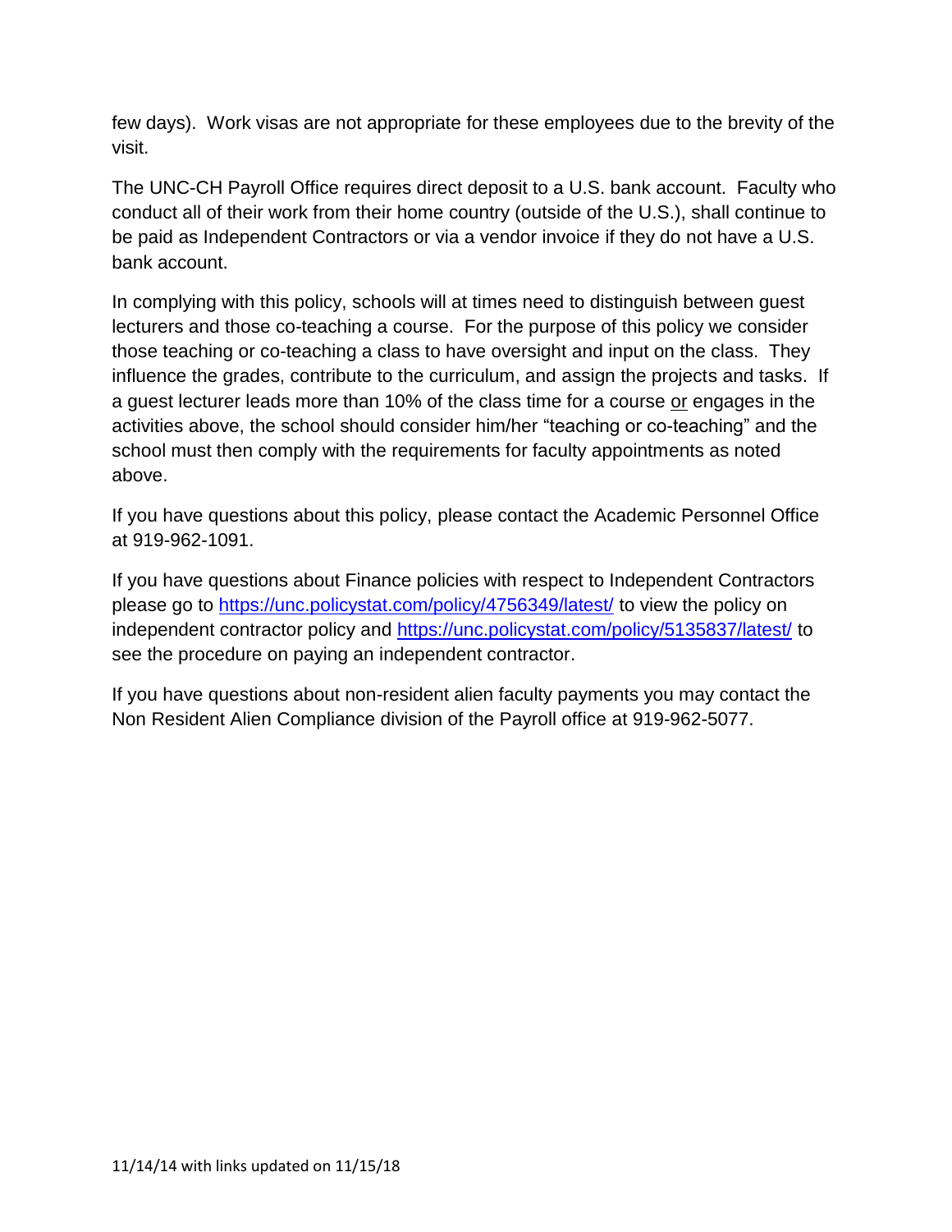few days). Work visas are not appropriate for these employees due to the brevity of the visit.

The UNC-CH Payroll Office requires direct deposit to a U.S. bank account. Faculty who conduct all of their work from their home country (outside of the U.S.), shall continue to be paid as Independent Contractors or via a vendor invoice if they do not have a U.S. bank account.

In complying with this policy, schools will at times need to distinguish between guest lecturers and those co-teaching a course. For the purpose of this policy we consider those teaching or co-teaching a class to have oversight and input on the class. They influence the grades, contribute to the curriculum, and assign the projects and tasks. If a guest lecturer leads more than 10% of the class time for a course <u>or</u> engages in the activities above, the school should consider him/her "teaching or co-teaching" and the school must then comply with the requirements for faculty appointments as noted above.

If you have questions about this policy, please contact the Academic Personnel Office at 919-962-1091.

If you have questions about Finance policies with respect to Independent Contractors please go to https://unc.policystat.com/policy/4756349/latest/ to view the policy on independent contractor policy and https://unc.policystat.com/policy/5135837/latest/ to see the procedure on paying an independent contractor.

If you have questions about non-resident alien faculty payments you may contact the Non Resident Alien Compliance division of the Payroll office at 919-962-5077.

11/14/14 with links updated on 11/15/18